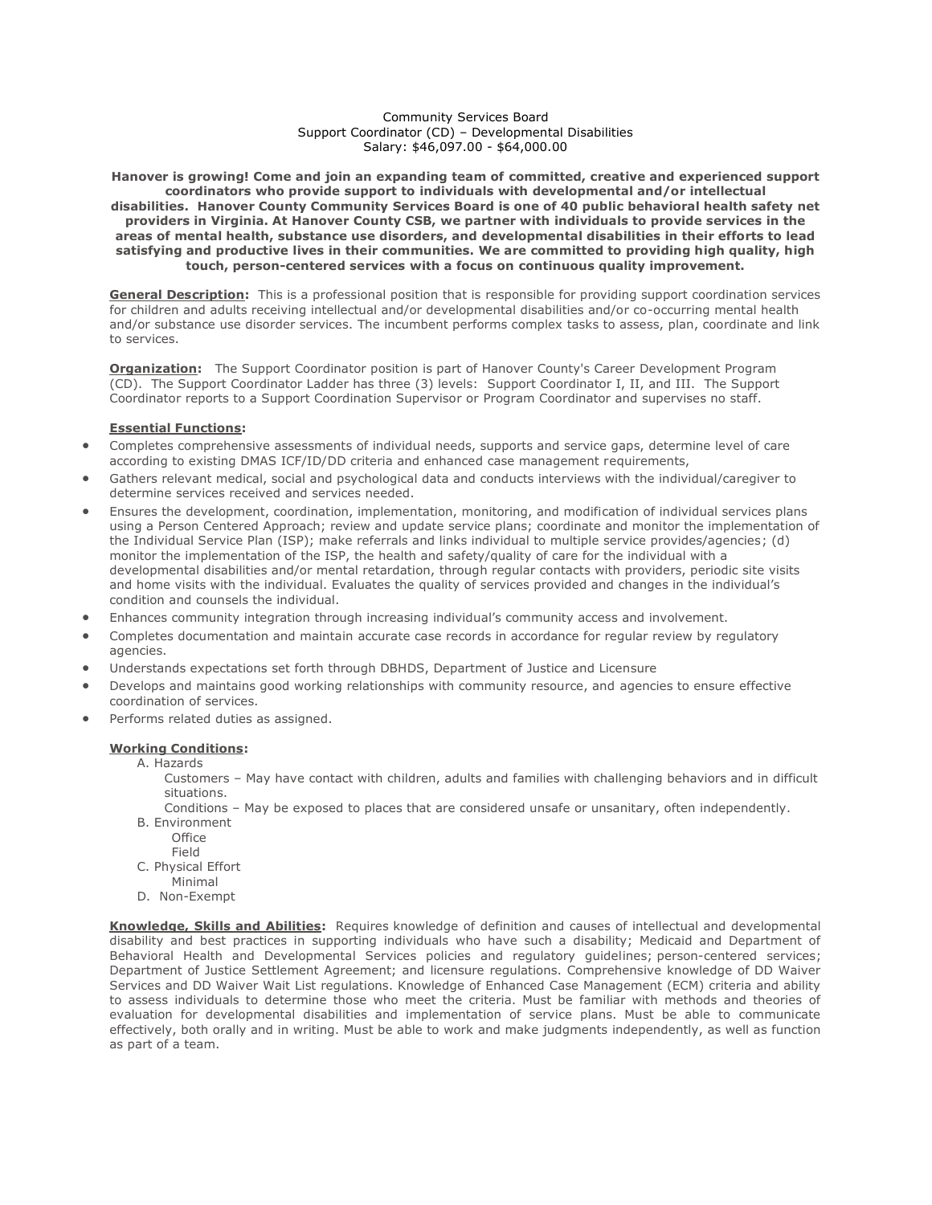Community Services Board
Support Coordinator (CD) – Developmental Disabilities
Salary: $46,097.00 - $64,000.00

**Hanover is growing! Come and join an expanding team of committed, creative and experienced support coordinators who provide support to individuals with developmental and/or intellectual disabilities. Hanover County Community Services Board is one of 40 public behavioral health safety net providers in Virginia. At Hanover County CSB, we partner with individuals to provide services in the areas of mental health, substance use disorders, and developmental disabilities in their efforts to lead satisfying and productive lives in their communities. We are committed to providing high quality, high touch, person-centered services with a focus on continuous quality improvement.**

**General Description:** This is a professional position that is responsible for providing support coordination services for children and adults receiving intellectual and/or developmental disabilities and/or co-occurring mental health and/or substance use disorder services. The incumbent performs complex tasks to assess, plan, coordinate and link to services.

**Organization:** The Support Coordinator position is part of Hanover County's Career Development Program (CD). The Support Coordinator Ladder has three (3) levels: Support Coordinator I, II, and III. The Support Coordinator reports to a Support Coordination Supervisor or Program Coordinator and supervises no staff.

**Essential Functions:**

- Completes comprehensive assessments of individual needs, supports and service gaps, determine level of care according to existing DMAS ICF/ID/DD criteria and enhanced case management requirements,
- Gathers relevant medical, social and psychological data and conducts interviews with the individual/caregiver to determine services received and services needed.
- Ensures the development, coordination, implementation, monitoring, and modification of individual services plans using a Person Centered Approach; review and update service plans; coordinate and monitor the implementation of the Individual Service Plan (ISP); make referrals and links individual to multiple service provides/agencies; (d) monitor the implementation of the ISP, the health and safety/quality of care for the individual with a developmental disabilities and/or mental retardation, through regular contacts with providers, periodic site visits and home visits with the individual. Evaluates the quality of services provided and changes in the individual's condition and counsels the individual.
- Enhances community integration through increasing individual's community access and involvement.
- Completes documentation and maintain accurate case records in accordance for regular review by regulatory agencies.
- Understands expectations set forth through DBHDS, Department of Justice and Licensure
- Develops and maintains good working relationships with community resource, and agencies to ensure effective coordination of services.
- Performs related duties as assigned.

**Working Conditions:**

A. Hazards
   Customers – May have contact with children, adults and families with challenging behaviors and in difficult situations.
   Conditions – May be exposed to places that are considered unsafe or unsanitary, often independently.
B. Environment
   Office
   Field
C. Physical Effort
   Minimal
D. Non-Exempt

**Knowledge, Skills and Abilities:** Requires knowledge of definition and causes of intellectual and developmental disability and best practices in supporting individuals who have such a disability; Medicaid and Department of Behavioral Health and Developmental Services policies and regulatory guidelines; person-centered services; Department of Justice Settlement Agreement; and licensure regulations. Comprehensive knowledge of DD Waiver Services and DD Waiver Wait List regulations. Knowledge of Enhanced Case Management (ECM) criteria and ability to assess individuals to determine those who meet the criteria. Must be familiar with methods and theories of evaluation for developmental disabilities and implementation of service plans. Must be able to communicate effectively, both orally and in writing. Must be able to work and make judgments independently, as well as function as part of a team.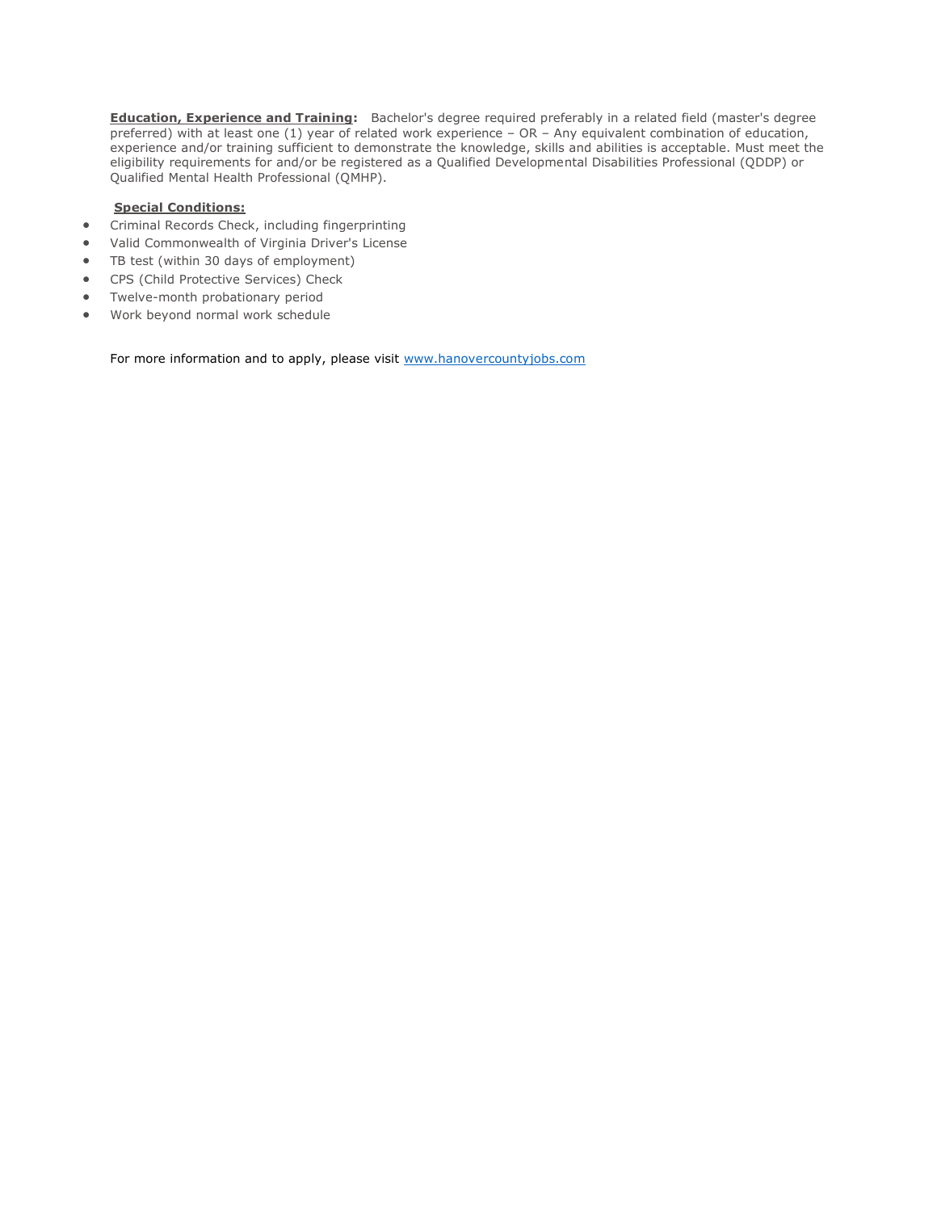**Education, Experience and Training:** Bachelor's degree required preferably in a related field (master's degree preferred) with at least one (1) year of related work experience – OR – Any equivalent combination of education, experience and/or training sufficient to demonstrate the knowledge, skills and abilities is acceptable. Must meet the eligibility requirements for and/or be registered as a Qualified Developmental Disabilities Professional (QDDP) or Qualified Mental Health Professional (QMHP).

**Special Conditions:**

- Criminal Records Check, including fingerprinting
- Valid Commonwealth of Virginia Driver's License
- TB test (within 30 days of employment)
- CPS (Child Protective Services) Check
- Twelve-month probationary period
- Work beyond normal work schedule

For more information and to apply, please visit www.hanovercountyjobs.com